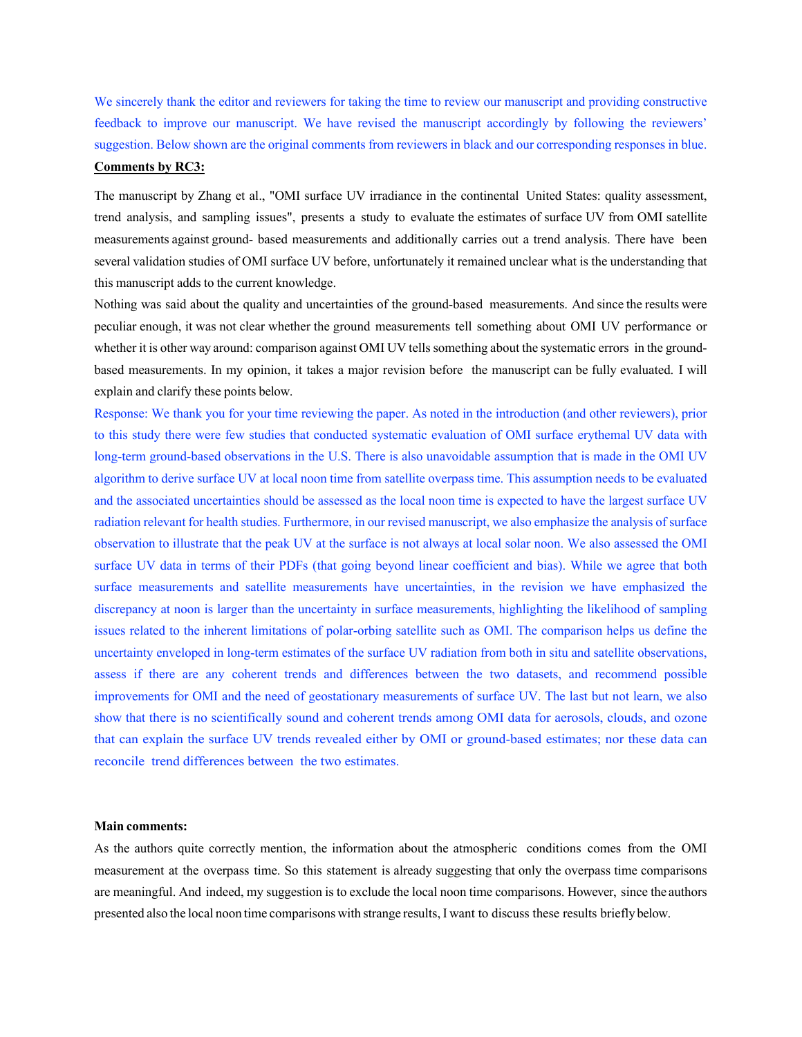We sincerely thank the editor and reviewers for taking the time to review our manuscript and providing constructive feedback to improve our manuscript. We have revised the manuscript accordingly by following the reviewers' suggestion. Below shown are the original comments from reviewers in black and our corresponding responses in blue.

**Comments by RC3:**

The manuscript by Zhang et al., "OMI surface UV irradiance in the continental United States: quality assessment, trend analysis, and sampling issues", presents a study to evaluate the estimates of surface UV from OMI satellite measurements against ground- based measurements and additionally carries out a trend analysis. There have been several validation studies of OMI surface UV before, unfortunately it remained unclear what is the understanding that this manuscript adds to the current knowledge.

Nothing was said about the quality and uncertainties of the ground-based measurements. And since the results were peculiar enough, it was not clear whether the ground measurements tell something about OMI UV performance or whether it is other way around: comparison against OMI UV tells something about the systematic errors in the ground-based measurements. In my opinion, it takes a major revision before the manuscript can be fully evaluated. I will explain and clarify these points below.

Response: We thank you for your time reviewing the paper. As noted in the introduction (and other reviewers), prior to this study there were few studies that conducted systematic evaluation of OMI surface erythemal UV data with long-term ground-based observations in the U.S. There is also unavoidable assumption that is made in the OMI UV algorithm to derive surface UV at local noon time from satellite overpass time. This assumption needs to be evaluated and the associated uncertainties should be assessed as the local noon time is expected to have the largest surface UV radiation relevant for health studies. Furthermore, in our revised manuscript, we also emphasize the analysis of surface observation to illustrate that the peak UV at the surface is not always at local solar noon. We also assessed the OMI surface UV data in terms of their PDFs (that going beyond linear coefficient and bias). While we agree that both surface measurements and satellite measurements have uncertainties, in the revision we have emphasized the discrepancy at noon is larger than the uncertainty in surface measurements, highlighting the likelihood of sampling issues related to the inherent limitations of polar-orbing satellite such as OMI. The comparison helps us define the uncertainty enveloped in long-term estimates of the surface UV radiation from both in situ and satellite observations, assess if there are any coherent trends and differences between the two datasets, and recommend possible improvements for OMI and the need of geostationary measurements of surface UV. The last but not learn, we also show that there is no scientifically sound and coherent trends among OMI data for aerosols, clouds, and ozone that can explain the surface UV trends revealed either by OMI or ground-based estimates; nor these data can reconcile trend differences between the two estimates.

**Main comments:**

As the authors quite correctly mention, the information about the atmospheric conditions comes from the OMI measurement at the overpass time. So this statement is already suggesting that only the overpass time comparisons are meaningful. And indeed, my suggestion is to exclude the local noon time comparisons. However, since the authors presented also the local noon time comparisons with strange results, I want to discuss these results briefly below.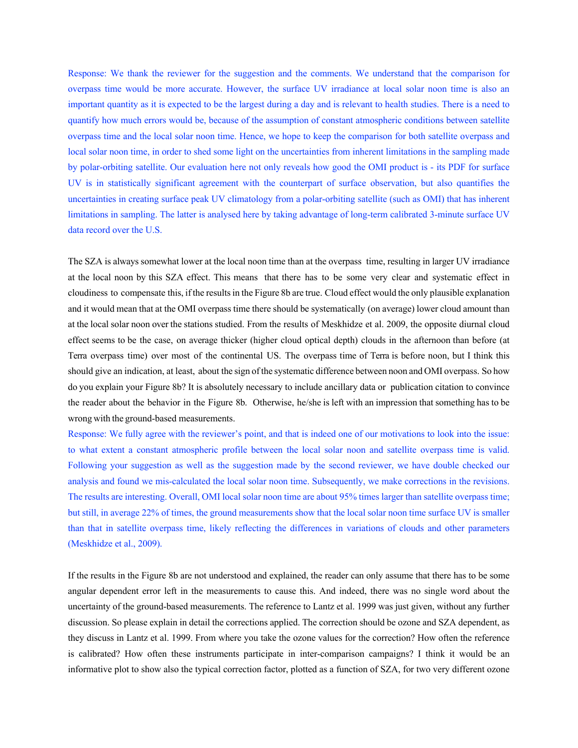Response: We thank the reviewer for the suggestion and the comments. We understand that the comparison for overpass time would be more accurate. However, the surface UV irradiance at local solar noon time is also an important quantity as it is expected to be the largest during a day and is relevant to health studies. There is a need to quantify how much errors would be, because of the assumption of constant atmospheric conditions between satellite overpass time and the local solar noon time. Hence, we hope to keep the comparison for both satellite overpass and local solar noon time, in order to shed some light on the uncertainties from inherent limitations in the sampling made by polar-orbiting satellite. Our evaluation here not only reveals how good the OMI product is - its PDF for surface UV is in statistically significant agreement with the counterpart of surface observation, but also quantifies the uncertainties in creating surface peak UV climatology from a polar-orbiting satellite (such as OMI) that has inherent limitations in sampling. The latter is analysed here by taking advantage of long-term calibrated 3-minute surface UV data record over the U.S.

The SZA is always somewhat lower at the local noon time than at the overpass time, resulting in larger UV irradiance at the local noon by this SZA effect. This means that there has to be some very clear and systematic effect in cloudiness to compensate this, if the results in the Figure 8b are true. Cloud effect would the only plausible explanation and it would mean that at the OMI overpass time there should be systematically (on average) lower cloud amount than at the local solar noon over the stations studied. From the results of Meskhidze et al. 2009, the opposite diurnal cloud effect seems to be the case, on average thicker (higher cloud optical depth) clouds in the afternoon than before (at Terra overpass time) over most of the continental US. The overpass time of Terra is before noon, but I think this should give an indication, at least, about the sign of the systematic difference between noon and OMI overpass. So how do you explain your Figure 8b? It is absolutely necessary to include ancillary data or publication citation to convince the reader about the behavior in the Figure 8b. Otherwise, he/she is left with an impression that something has to be wrong with the ground-based measurements.

Response: We fully agree with the reviewer's point, and that is indeed one of our motivations to look into the issue: to what extent a constant atmospheric profile between the local solar noon and satellite overpass time is valid. Following your suggestion as well as the suggestion made by the second reviewer, we have double checked our analysis and found we mis-calculated the local solar noon time. Subsequently, we make corrections in the revisions. The results are interesting. Overall, OMI local solar noon time are about 95% times larger than satellite overpass time; but still, in average 22% of times, the ground measurements show that the local solar noon time surface UV is smaller than that in satellite overpass time, likely reflecting the differences in variations of clouds and other parameters (Meskhidze et al., 2009).

If the results in the Figure 8b are not understood and explained, the reader can only assume that there has to be some angular dependent error left in the measurements to cause this. And indeed, there was no single word about the uncertainty of the ground-based measurements. The reference to Lantz et al. 1999 was just given, without any further discussion. So please explain in detail the corrections applied. The correction should be ozone and SZA dependent, as they discuss in Lantz et al. 1999. From where you take the ozone values for the correction? How often the reference is calibrated? How often these instruments participate in inter-comparison campaigns? I think it would be an informative plot to show also the typical correction factor, plotted as a function of SZA, for two very different ozone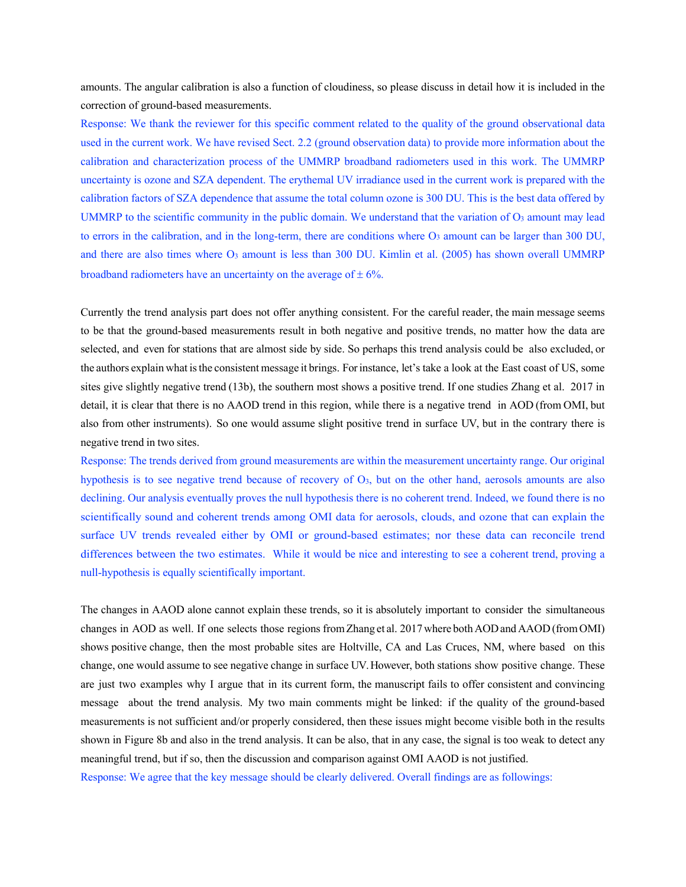amounts. The angular calibration is also a function of cloudiness, so please discuss in detail how it is included in the correction of ground-based measurements.

Response: We thank the reviewer for this specific comment related to the quality of the ground observational data used in the current work. We have revised Sect. 2.2 (ground observation data) to provide more information about the calibration and characterization process of the UMMRP broadband radiometers used in this work. The UMMRP uncertainty is ozone and SZA dependent. The erythemal UV irradiance used in the current work is prepared with the calibration factors of SZA dependence that assume the total column ozone is 300 DU. This is the best data offered by UMMRP to the scientific community in the public domain. We understand that the variation of $O_3$ amount may lead to errors in the calibration, and in the long-term, there are conditions where $O_3$ amount can be larger than 300 DU, and there are also times where $O_3$ amount is less than 300 DU. Kimlin et al. (2005) has shown overall UMMRP broadband radiometers have an uncertainty on the average of ± 6%.

Currently the trend analysis part does not offer anything consistent. For the careful reader, the main message seems to be that the ground-based measurements result in both negative and positive trends, no matter how the data are selected, and even for stations that are almost side by side. So perhaps this trend analysis could be also excluded, or the authors explain what is the consistent message it brings. For instance, let's take a look at the East coast of US, some sites give slightly negative trend (13b), the southern most shows a positive trend. If one studies Zhang et al. 2017 in detail, it is clear that there is no AAOD trend in this region, while there is a negative trend in AOD (from OMI, but also from other instruments). So one would assume slight positive trend in surface UV, but in the contrary there is negative trend in two sites.

Response: The trends derived from ground measurements are within the measurement uncertainty range. Our original hypothesis is to see negative trend because of recovery of $O_3$, but on the other hand, aerosols amounts are also declining. Our analysis eventually proves the null hypothesis there is no coherent trend. Indeed, we found there is no scientifically sound and coherent trends among OMI data for aerosols, clouds, and ozone that can explain the surface UV trends revealed either by OMI or ground-based estimates; nor these data can reconcile trend differences between the two estimates. While it would be nice and interesting to see a coherent trend, proving a null-hypothesis is equally scientifically important.

The changes in AAOD alone cannot explain these trends, so it is absolutely important to consider the simultaneous changes in AOD as well. If one selects those regions from Zhang et al. 2017 where both AOD and AAOD (from OMI) shows positive change, then the most probable sites are Holtville, CA and Las Cruces, NM, where based on this change, one would assume to see negative change in surface UV. However, both stations show positive change. These are just two examples why I argue that in its current form, the manuscript fails to offer consistent and convincing message about the trend analysis. My two main comments might be linked: if the quality of the ground-based measurements is not sufficient and/or properly considered, then these issues might become visible both in the results shown in Figure 8b and also in the trend analysis. It can be also, that in any case, the signal is too weak to detect any meaningful trend, but if so, then the discussion and comparison against OMI AAOD is not justified.

Response: We agree that the key message should be clearly delivered. Overall findings are as followings: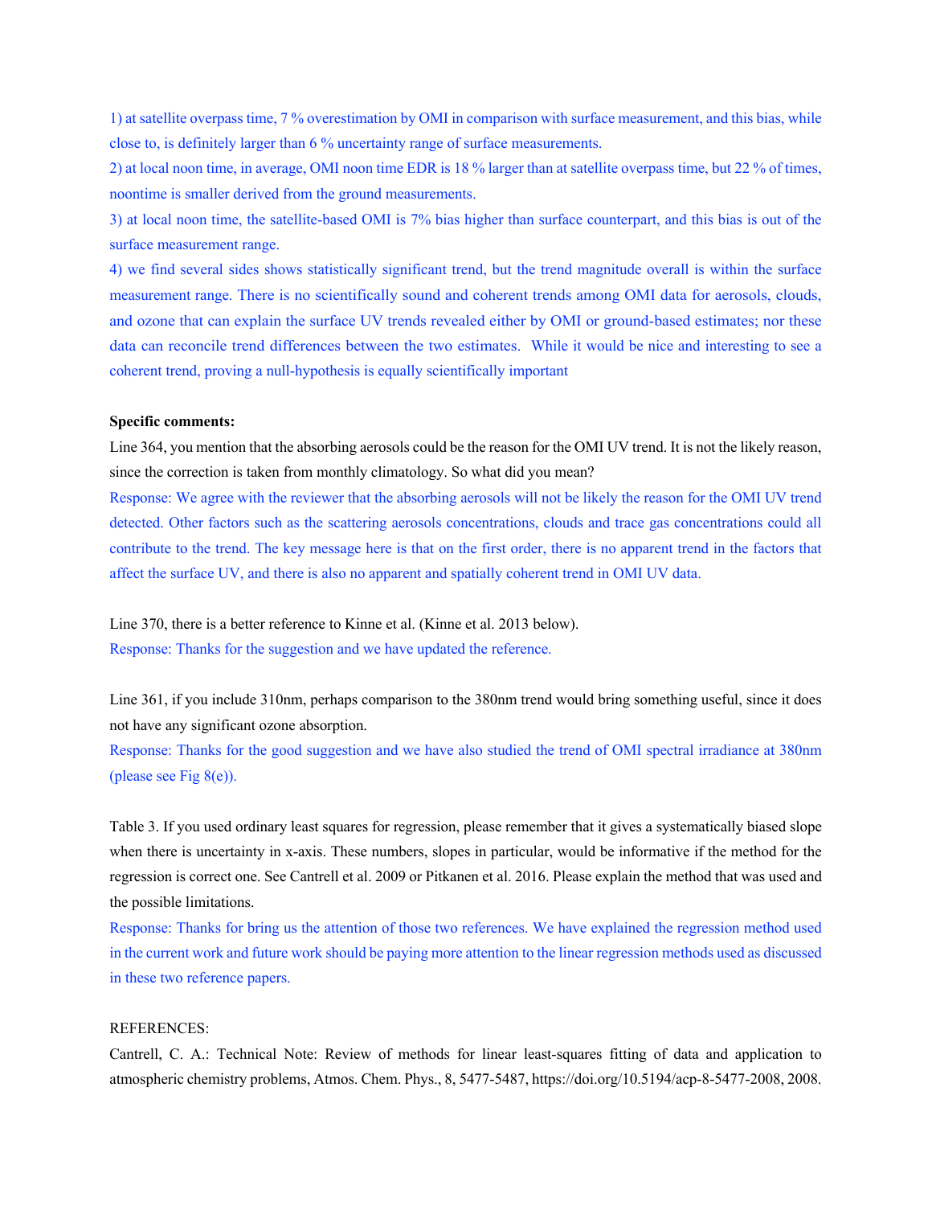1) at satellite overpass time, 7 % overestimation by OMI in comparison with surface measurement, and this bias, while close to, is definitely larger than 6 % uncertainty range of surface measurements.

2) at local noon time, in average, OMI noon time EDR is 18 % larger than at satellite overpass time, but 22 % of times, noontime is smaller derived from the ground measurements.

3) at local noon time, the satellite-based OMI is 7% bias higher than surface counterpart, and this bias is out of the surface measurement range.

4) we find several sides shows statistically significant trend, but the trend magnitude overall is within the surface measurement range. There is no scientifically sound and coherent trends among OMI data for aerosols, clouds, and ozone that can explain the surface UV trends revealed either by OMI or ground-based estimates; nor these data can reconcile trend differences between the two estimates. While it would be nice and interesting to see a coherent trend, proving a null-hypothesis is equally scientifically important

**Specific comments:**

Line 364, you mention that the absorbing aerosols could be the reason for the OMI UV trend. It is not the likely reason, since the correction is taken from monthly climatology. So what did you mean?

Response: We agree with the reviewer that the absorbing aerosols will not be likely the reason for the OMI UV trend detected. Other factors such as the scattering aerosols concentrations, clouds and trace gas concentrations could all contribute to the trend. The key message here is that on the first order, there is no apparent trend in the factors that affect the surface UV, and there is also no apparent and spatially coherent trend in OMI UV data.

Line 370, there is a better reference to Kinne et al. (Kinne et al. 2013 below).

Response: Thanks for the suggestion and we have updated the reference.

Line 361, if you include 310nm, perhaps comparison to the 380nm trend would bring something useful, since it does not have any significant ozone absorption.

Response: Thanks for the good suggestion and we have also studied the trend of OMI spectral irradiance at 380nm (please see Fig 8(e)).

Table 3. If you used ordinary least squares for regression, please remember that it gives a systematically biased slope when there is uncertainty in x-axis. These numbers, slopes in particular, would be informative if the method for the regression is correct one. See Cantrell et al. 2009 or Pitkanen et al. 2016. Please explain the method that was used and the possible limitations.

Response: Thanks for bring us the attention of those two references. We have explained the regression method used in the current work and future work should be paying more attention to the linear regression methods used as discussed in these two reference papers.

REFERENCES:

Cantrell, C. A.: Technical Note: Review of methods for linear least-squares fitting of data and application to atmospheric chemistry problems, Atmos. Chem. Phys., 8, 5477-5487, https://doi.org/10.5194/acp-8-5477-2008, 2008.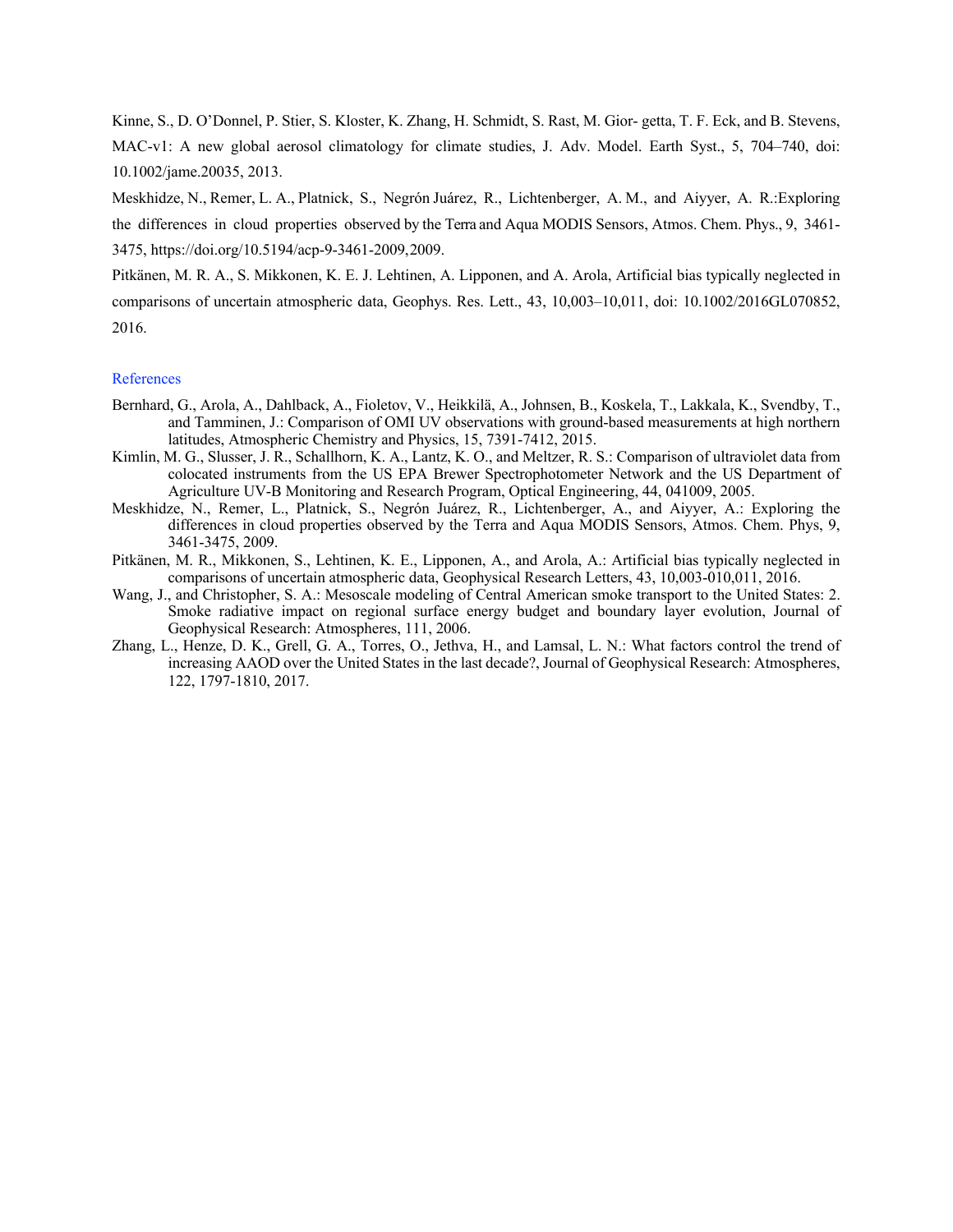Kinne, S., D. O'Donnel, P. Stier, S. Kloster, K. Zhang, H. Schmidt, S. Rast, M. Gior- getta, T. F. Eck, and B. Stevens, MAC-v1: A new global aerosol climatology for climate studies, J. Adv. Model. Earth Syst., 5, 704–740, doi: 10.1002/jame.20035, 2013.

Meskhidze, N., Remer, L. A., Platnick, S., Negrón Juárez, R., Lichtenberger, A. M., and Aiyyer, A. R.:Exploring the differences in cloud properties observed by the Terra and Aqua MODIS Sensors, Atmos. Chem. Phys., 9, 3461-3475, https://doi.org/10.5194/acp-9-3461-2009,2009.

Pitkänen, M. R. A., S. Mikkonen, K. E. J. Lehtinen, A. Lipponen, and A. Arola, Artificial bias typically neglected in comparisons of uncertain atmospheric data, Geophys. Res. Lett., 43, 10,003–10,011, doi: 10.1002/2016GL070852, 2016.

## References

Bernhard, G., Arola, A., Dahlback, A., Fioletov, V., Heikkilä, A., Johnsen, B., Koskela, T., Lakkala, K., Svendby, T., and Tamminen, J.: Comparison of OMI UV observations with ground-based measurements at high northern latitudes, Atmospheric Chemistry and Physics, 15, 7391-7412, 2015.

Kimlin, M. G., Slusser, J. R., Schallhorn, K. A., Lantz, K. O., and Meltzer, R. S.: Comparison of ultraviolet data from colocated instruments from the US EPA Brewer Spectrophotometer Network and the US Department of Agriculture UV-B Monitoring and Research Program, Optical Engineering, 44, 041009, 2005.

Meskhidze, N., Remer, L., Platnick, S., Negrón Juárez, R., Lichtenberger, A., and Aiyyer, A.: Exploring the differences in cloud properties observed by the Terra and Aqua MODIS Sensors, Atmos. Chem. Phys, 9, 3461-3475, 2009.

Pitkänen, M. R., Mikkonen, S., Lehtinen, K. E., Lipponen, A., and Arola, A.: Artificial bias typically neglected in comparisons of uncertain atmospheric data, Geophysical Research Letters, 43, 10,003-010,011, 2016.

Wang, J., and Christopher, S. A.: Mesoscale modeling of Central American smoke transport to the United States: 2. Smoke radiative impact on regional surface energy budget and boundary layer evolution, Journal of Geophysical Research: Atmospheres, 111, 2006.

Zhang, L., Henze, D. K., Grell, G. A., Torres, O., Jethva, H., and Lamsal, L. N.: What factors control the trend of increasing AAOD over the United States in the last decade?, Journal of Geophysical Research: Atmospheres, 122, 1797-1810, 2017.